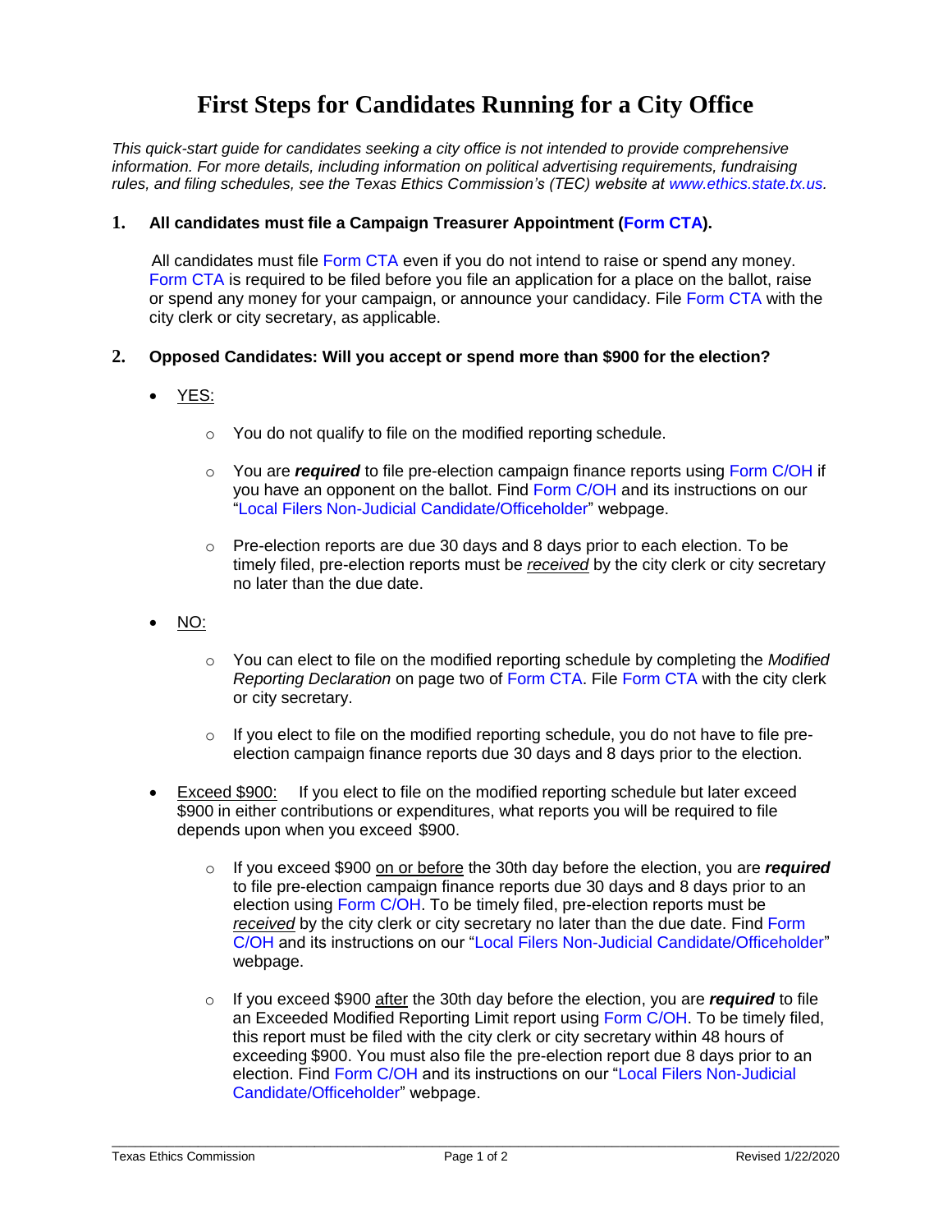# First Steps for Candidates Running for a City Office

*This quick-start guide for candidates seeking a city office is not intended to provide comprehensive information. For more details, including information on political advertising requirements, fundraising rules, and filing schedules, see the Texas Ethics Commission's (TEC) website at www.ethics.state.tx.us.*

## 1. All candidates must file a Campaign Treasurer Appointment (Form CTA).

All candidates must file Form CTA even if you do not intend to raise or spend any money. Form CTA is required to be filed before you file an application for a place on the ballot, raise or spend any money for your campaign, or announce your candidacy. File Form CTA with the city clerk or city secretary, as applicable.

## 2. Opposed Candidates: Will you accept or spend more than $900 for the election?

- YES:
  - You do not qualify to file on the modified reporting schedule.
  - You are ***required*** to file pre-election campaign finance reports using Form C/OH if you have an opponent on the ballot. Find Form C/OH and its instructions on our "Local Filers Non-Judicial Candidate/Officeholder" webpage.
  - Pre-election reports are due 30 days and 8 days prior to each election. To be timely filed, pre-election reports must be *received* by the city clerk or city secretary no later than the due date.
- NO:
  - You can elect to file on the modified reporting schedule by completing the *Modified Reporting Declaration* on page two of Form CTA. File Form CTA with the city clerk or city secretary.
  - If you elect to file on the modified reporting schedule, you do not have to file pre-election campaign finance reports due 30 days and 8 days prior to the election.
- Exceed $900: If you elect to file on the modified reporting schedule but later exceed $900 in either contributions or expenditures, what reports you will be required to file depends upon when you exceed $900.
  - If you exceed $900 on or before the 30th day before the election, you are ***required*** to file pre-election campaign finance reports due 30 days and 8 days prior to an election using Form C/OH. To be timely filed, pre-election reports must be *received* by the city clerk or city secretary no later than the due date. Find Form C/OH and its instructions on our "Local Filers Non-Judicial Candidate/Officeholder" webpage.
  - If you exceed $900 after the 30th day before the election, you are ***required*** to file an Exceeded Modified Reporting Limit report using Form C/OH. To be timely filed, this report must be filed with the city clerk or city secretary within 48 hours of exceeding $900. You must also file the pre-election report due 8 days prior to an election. Find Form C/OH and its instructions on our "Local Filers Non-Judicial Candidate/Officeholder" webpage.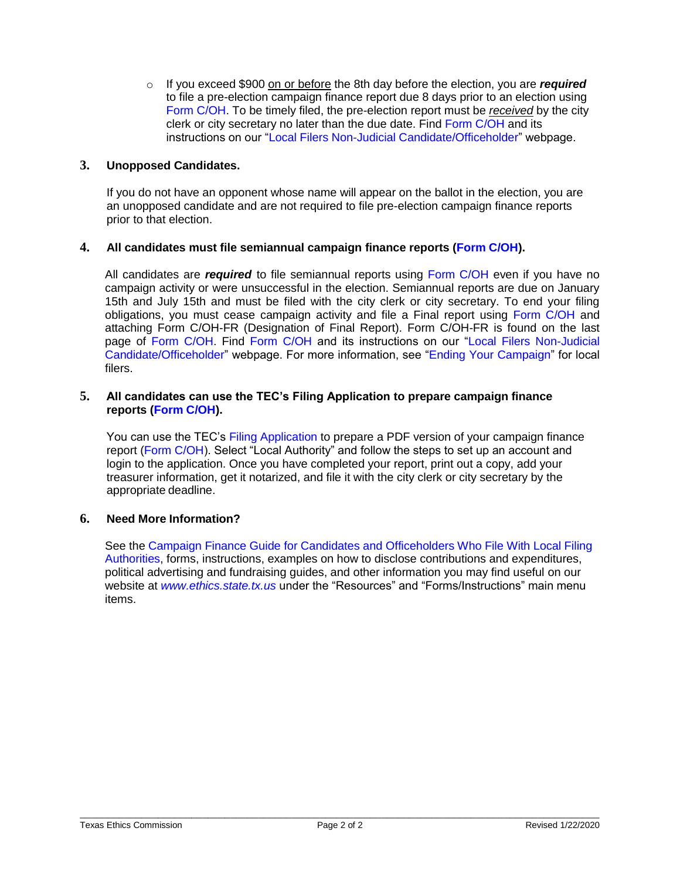- If you exceed $900 <u>on or before</u> the 8th day before the election, you are ***required*** to file a pre-election campaign finance report due 8 days prior to an election using Form C/OH. To be timely filed, the pre-election report must be *received* by the city clerk or city secretary no later than the due date. Find Form C/OH and its instructions on our "Local Filers Non-Judicial Candidate/Officeholder" webpage.

### 3. Unopposed Candidates.

If you do not have an opponent whose name will appear on the ballot in the election, you are an unopposed candidate and are not required to file pre-election campaign finance reports prior to that election.

### 4. All candidates must file semiannual campaign finance reports (Form C/OH).

All candidates are ***required*** to file semiannual reports using Form C/OH even if you have no campaign activity or were unsuccessful in the election. Semiannual reports are due on January 15th and July 15th and must be filed with the city clerk or city secretary. To end your filing obligations, you must cease campaign activity and file a Final report using Form C/OH and attaching Form C/OH-FR (Designation of Final Report). Form C/OH-FR is found on the last page of Form C/OH. Find Form C/OH and its instructions on our "Local Filers Non-Judicial Candidate/Officeholder" webpage. For more information, see "Ending Your Campaign" for local filers.

### 5. All candidates can use the TEC's Filing Application to prepare campaign finance reports (Form C/OH).

You can use the TEC's Filing Application to prepare a PDF version of your campaign finance report (Form C/OH). Select "Local Authority" and follow the steps to set up an account and login to the application. Once you have completed your report, print out a copy, add your treasurer information, get it notarized, and file it with the city clerk or city secretary by the appropriate deadline.

### 6. Need More Information?

See the Campaign Finance Guide for Candidates and Officeholders Who File With Local Filing Authorities, forms, instructions, examples on how to disclose contributions and expenditures, political advertising and fundraising guides, and other information you may find useful on our website at *www.ethics.state.tx.us* under the "Resources" and "Forms/Instructions" main menu items.